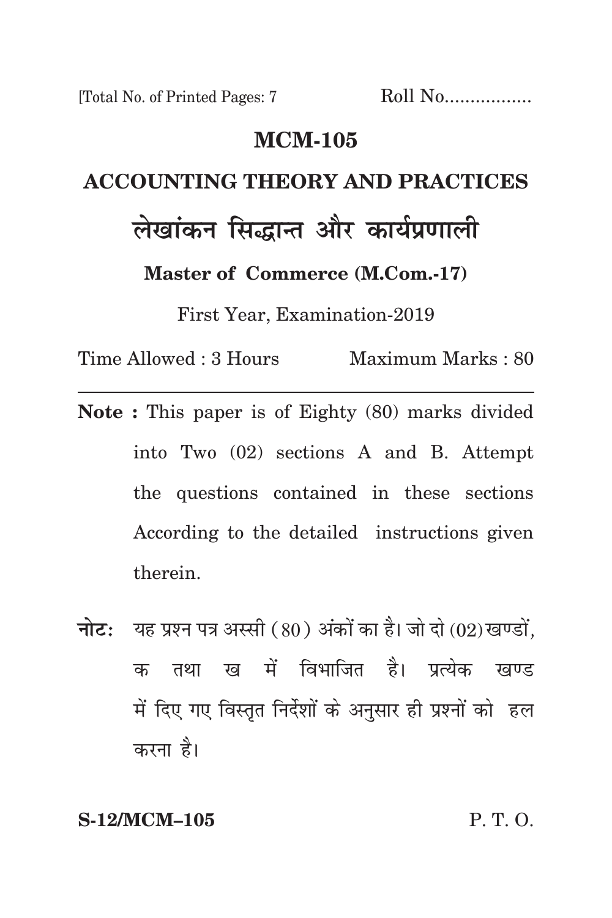[Total No. of Printed Pages: 7 Roll No.................

# MCM-105

## ACCOUNTING THEORY AND PRACTICES

## लेखांकन सिद्धान्त और कार्यप्रणाली

**Master of Commerce (M.Com.-17)**

First Year, Examination-2019

Time Allowed : 3 Hours Maximum Marks : 80

---

**Note :** This paper is of Eighty (80) marks divided into Two (02) sections A and B. Attempt the questions contained in these sections According to the detailed instructions given therein.

**नोटः** यह प्रश्न पत्र अस्सी (80) अंकों का है। जो दो (02) खण्डों, क तथा ख में विभाजित है। प्रत्येक खण्ड में दिए गए विस्तृत निर्देशों के अनुसार ही प्रश्नों को हल करना है।

**S-12/MCM–105** P. T. O.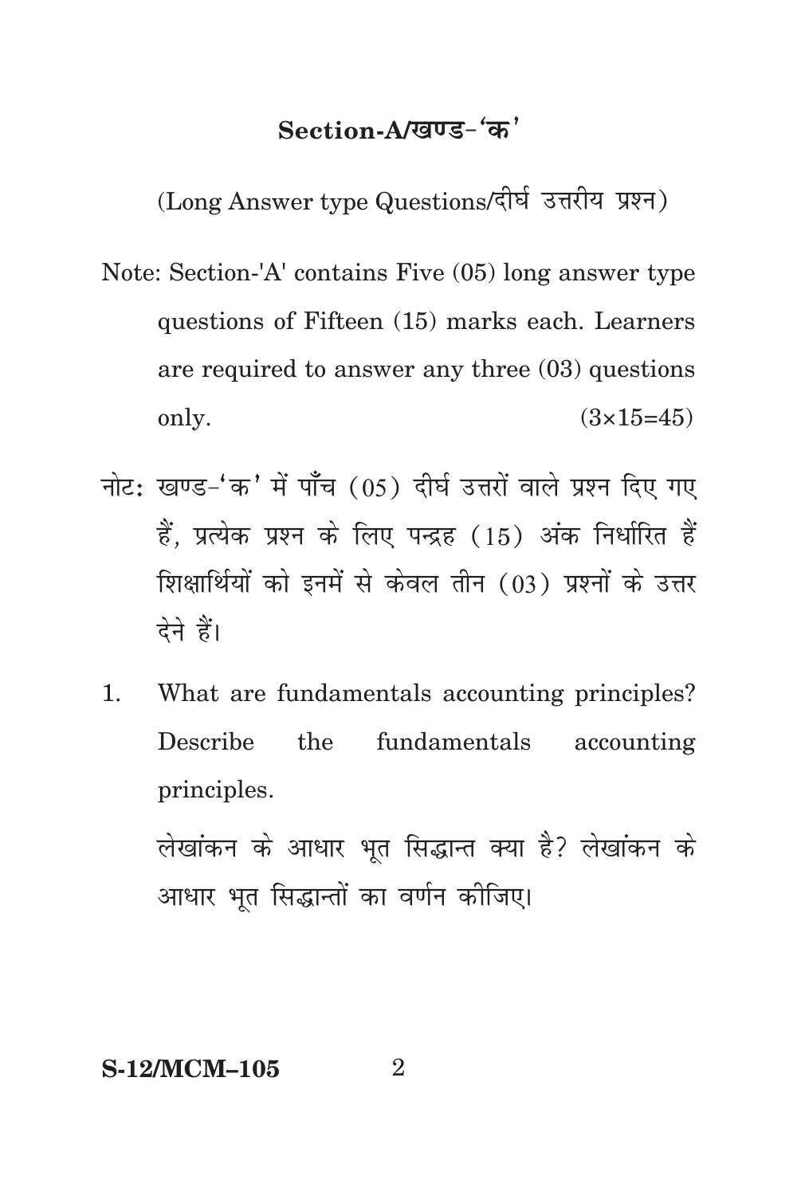## Section-A/खण्ड-'क'

(Long Answer type Questions/दीर्घ उत्तरीय प्रश्न)

Note: Section-'A' contains Five (05) long answer type questions of Fifteen (15) marks each. Learners are required to answer any three (03) questions only. (3×15=45)

नोट: खण्ड-'क' में पाँच (05) दीर्घ उत्तरों वाले प्रश्न दिए गए हैं, प्रत्येक प्रश्न के लिए पन्द्रह (15) अंक निर्धारित हैं शिक्षार्थियों को इनमें से केवल तीन (03) प्रश्नों के उत्तर देने हैं।

1. What are fundamentals accounting principles? Describe the fundamentals accounting principles.

   लेखांकन के आधार भूत सिद्धान्त क्या है? लेखांकन के आधार भूत सिद्धान्तों का वर्णन कीजिए।

**S-12/MCM–105**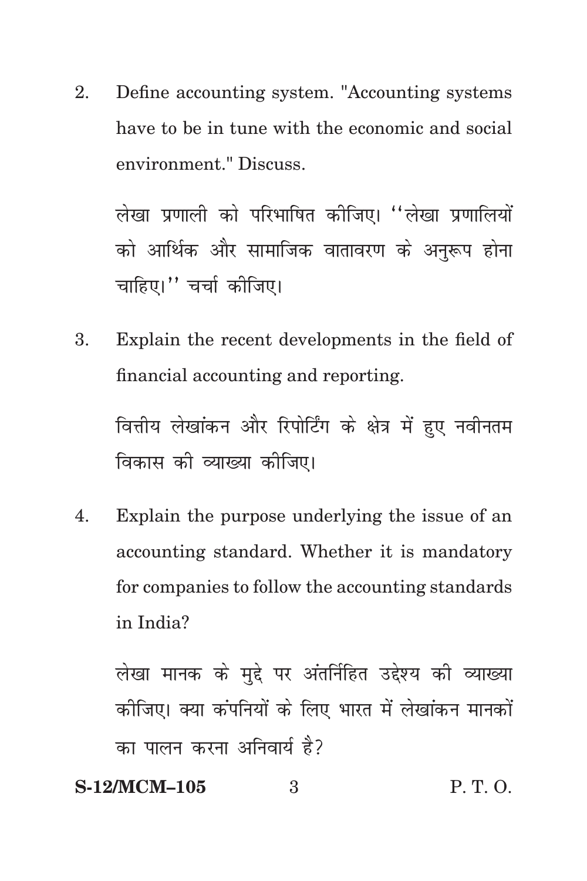2. Define accounting system. "Accounting systems have to be in tune with the economic and social environment." Discuss.

   लेखा प्रणाली को परिभाषित कीजिए। ''लेखा प्रणालियों को आर्थिक और सामाजिक वातावरण के अनुरूप होना चाहिए।'' चर्चा कीजिए।

3. Explain the recent developments in the field of financial accounting and reporting.

   वित्तीय लेखांकन और रिपोर्टिंग के क्षेत्र में हुए नवीनतम विकास की व्याख्या कीजिए।

4. Explain the purpose underlying the issue of an accounting standard. Whether it is mandatory for companies to follow the accounting standards in India?

   लेखा मानक के मुद्दे पर अंतर्निहित उद्देश्य की व्याख्या कीजिए। क्या कंपनियों के लिए भारत में लेखांकन मानकों का पालन करना अनिवार्य है?

**S-12/MCM–105** P. T. O.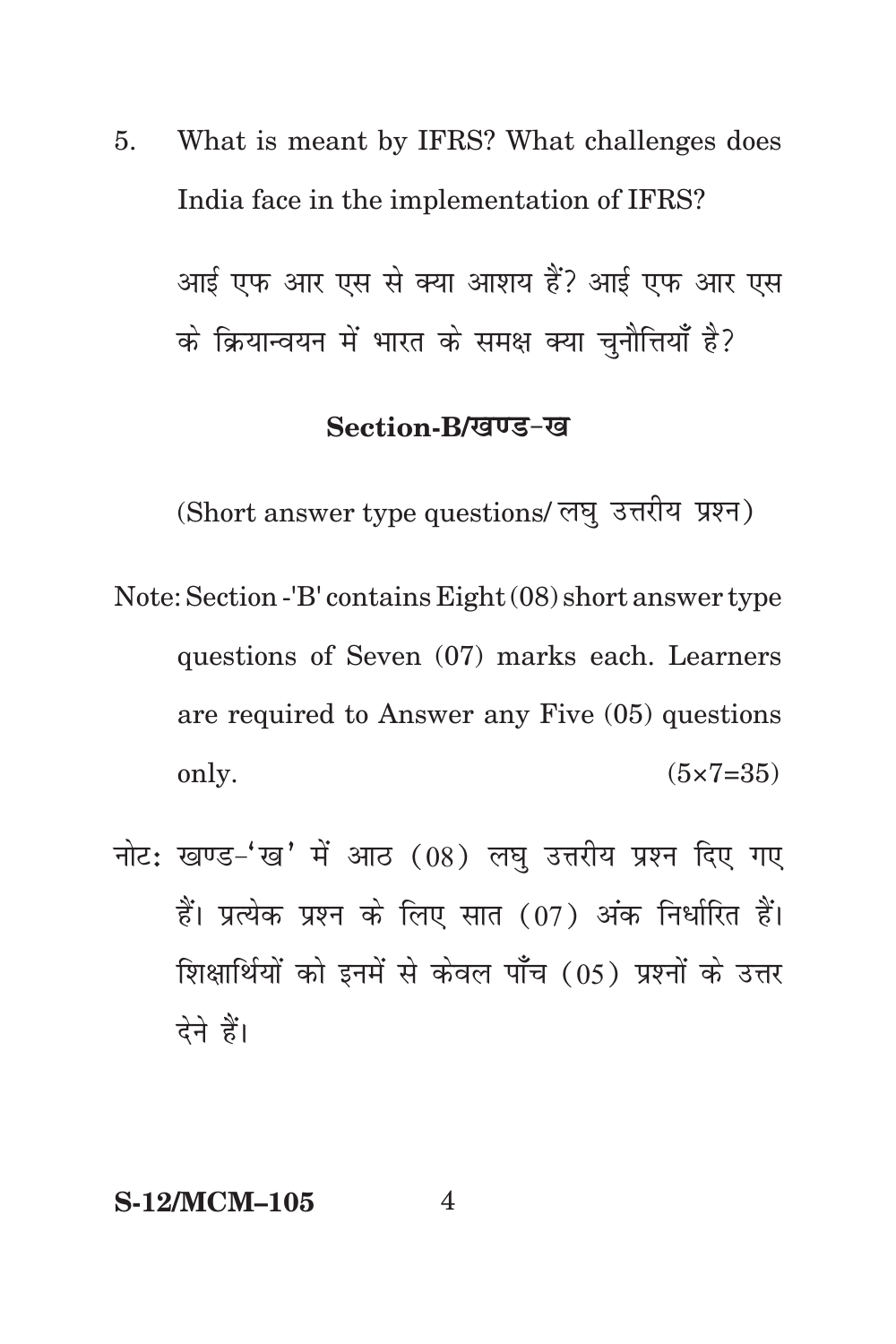5. What is meant by IFRS? What challenges does India face in the implementation of IFRS?

   आई एफ आर एस से क्या आशय हैं? आई एफ आर एस के क्रियान्वयन में भारत के समक्ष क्या चुनौत्तियाँ है?

## Section-B/खण्ड-ख

(Short answer type questions/ लघु उत्तरीय प्रश्न)

Note: Section -'B' contains Eight (08) short answer type questions of Seven (07) marks each. Learners are required to Answer any Five (05) questions only. (5×7=35)

नोट: खण्ड-'ख' में आठ (08) लघु उत्तरीय प्रश्न दिए गए हैं। प्रत्येक प्रश्न के लिए सात (07) अंक निर्धारित हैं। शिक्षार्थियों को इनमें से केवल पाँच (05) प्रश्नों के उत्तर देने हैं।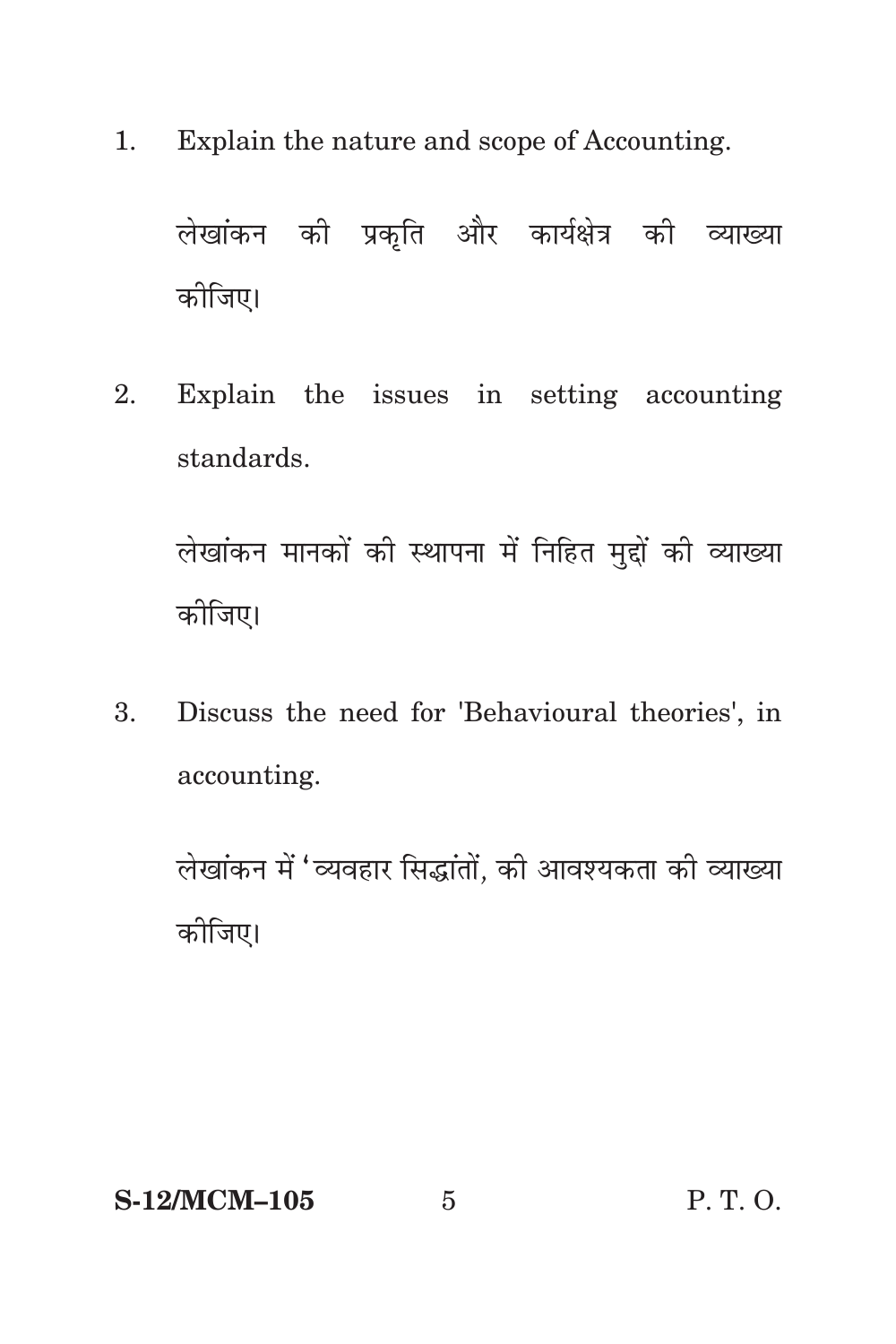1. Explain the nature and scope of Accounting.

   लेखांकन की प्रकृति और कार्यक्षेत्र की व्याख्या कीजिए।

2. Explain the issues in setting accounting standards.

   लेखांकन मानकों की स्थापना में निहित मुद्दों की व्याख्या कीजिए।

3. Discuss the need for 'Behavioural theories', in accounting.

   लेखांकन में 'व्यवहार सिद्धांतों, की आवश्यकता की व्याख्या कीजिए।

S-12/MCM–105 P. T. O.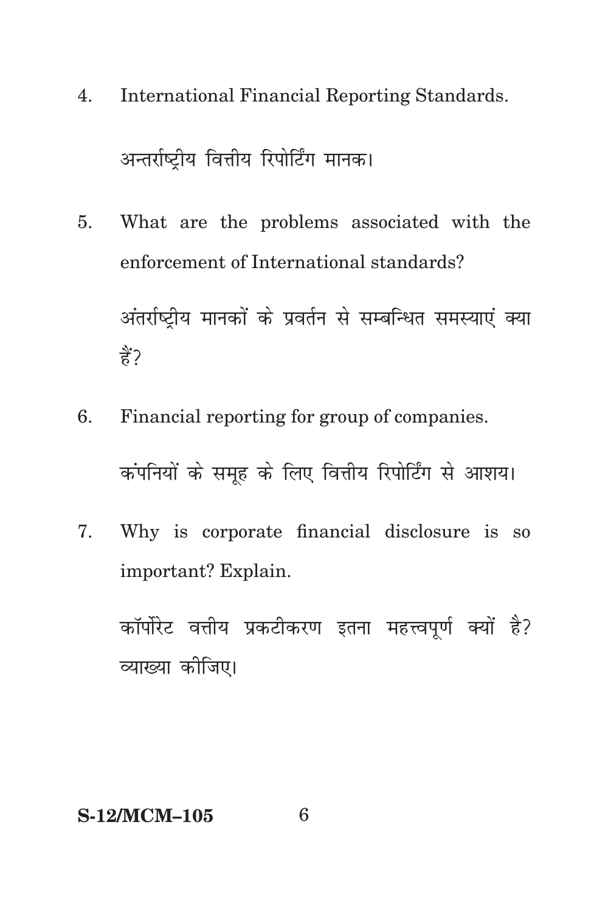4. International Financial Reporting Standards.

   अन्तर्राष्ट्रीय वित्तीय रिपोर्टिंग मानक।

5. What are the problems associated with the enforcement of International standards?

   अंतर्राष्ट्रीय मानकों के प्रवर्तन से सम्बन्धित समस्याएं क्या हैं?

6. Financial reporting for group of companies.

   कंपनियों के समूह के लिए वित्तीय रिपोर्टिंग से आशय।

7. Why is corporate financial disclosure is so important? Explain.

   कॉर्पोरेट वत्तीय प्रकटीकरण इतना महत्त्वपूर्ण क्यों है? व्याख्या कीजिए।

S-12/MCM–105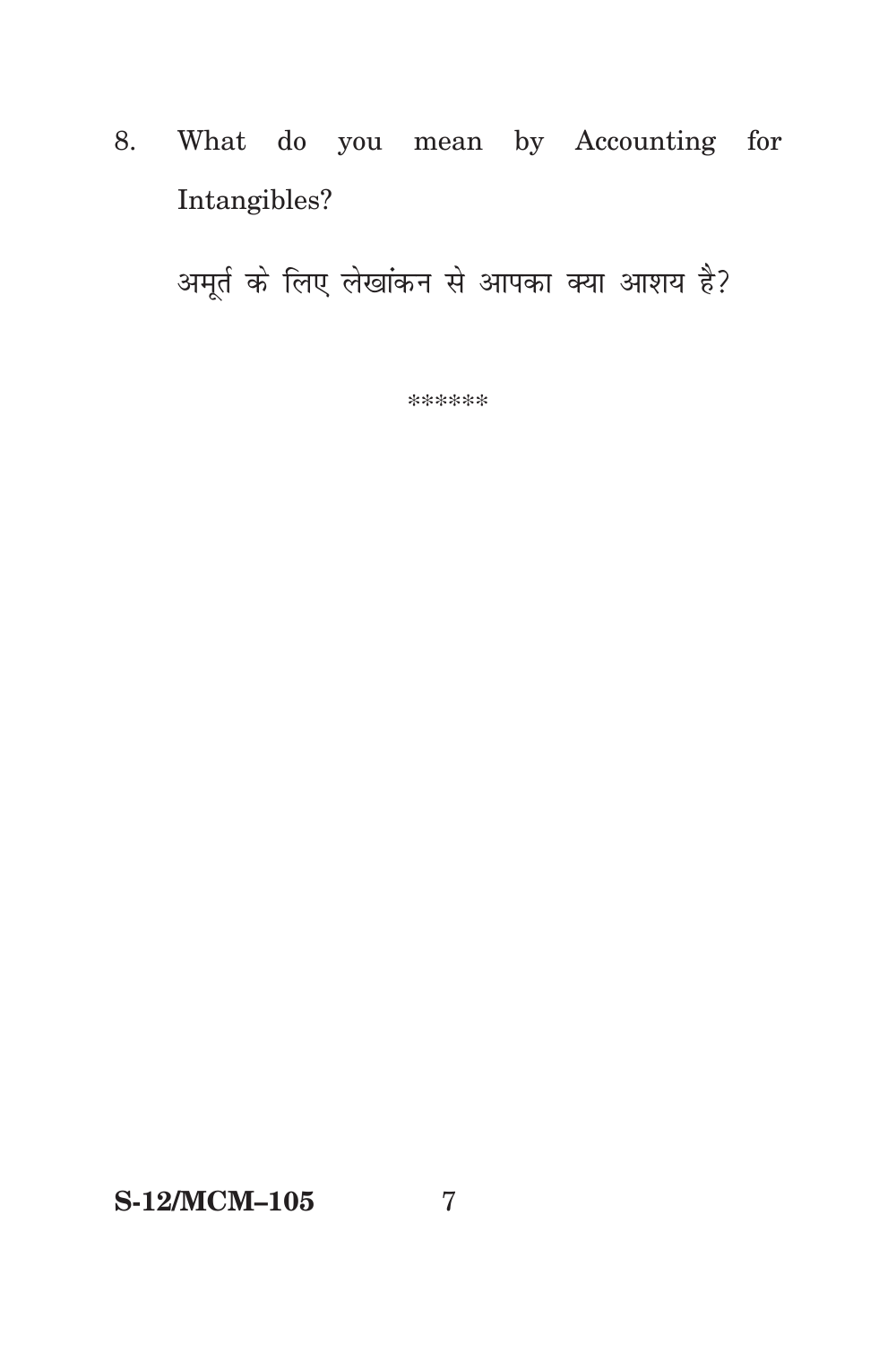8. What do you mean by Accounting for Intangibles?

अमूर्त के लिए लेखांकन से आपका क्या आशय है?

*****